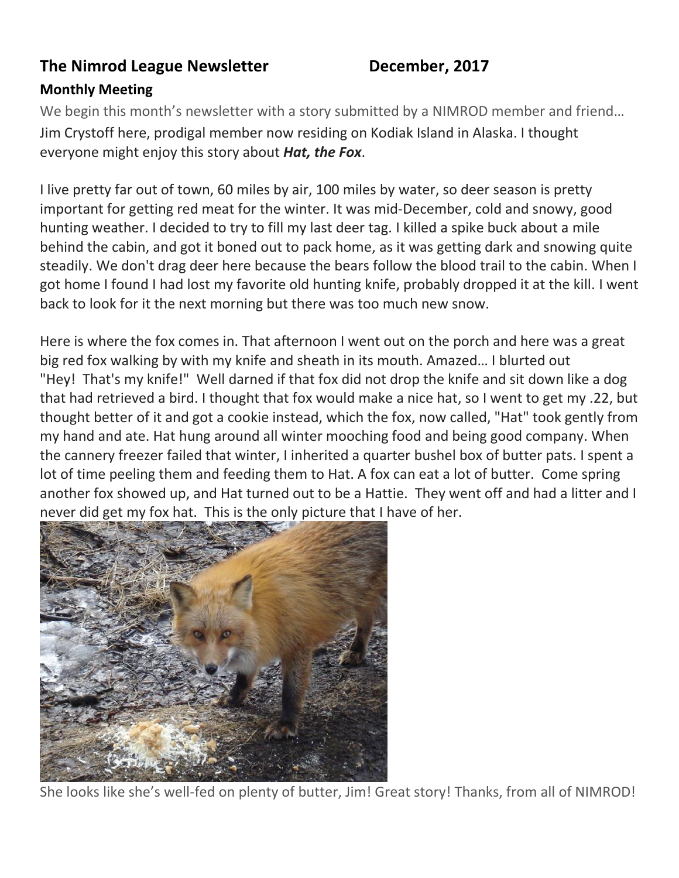# The Nimrod League Newsletter December, 2017

## Monthly Meeting

We begin this month's newsletter with a story submitted by a NIMROD member and friend…

Jim Crystoff here, prodigal member now residing on Kodiak Island in Alaska. I thought everyone might enjoy this story about ***Hat, the Fox***.

I live pretty far out of town, 60 miles by air, 100 miles by water, so deer season is pretty important for getting red meat for the winter. It was mid-December, cold and snowy, good hunting weather. I decided to try to fill my last deer tag. I killed a spike buck about a mile behind the cabin, and got it boned out to pack home, as it was getting dark and snowing quite steadily. We don't drag deer here because the bears follow the blood trail to the cabin. When I got home I found I had lost my favorite old hunting knife, probably dropped it at the kill. I went back to look for it the next morning but there was too much new snow.

Here is where the fox comes in. That afternoon I went out on the porch and here was a great big red fox walking by with my knife and sheath in its mouth. Amazed… I blurted out "Hey! That's my knife!" Well darned if that fox did not drop the knife and sit down like a dog that had retrieved a bird. I thought that fox would make a nice hat, so I went to get my .22, but thought better of it and got a cookie instead, which the fox, now called, "Hat" took gently from my hand and ate. Hat hung around all winter mooching food and being good company. When the cannery freezer failed that winter, I inherited a quarter bushel box of butter pats. I spent a lot of time peeling them and feeding them to Hat. A fox can eat a lot of butter. Come spring another fox showed up, and Hat turned out to be a Hattie. They went off and had a litter and I never did get my fox hat. This is the only picture that I have of her.

She looks like she's well-fed on plenty of butter, Jim! Great story! Thanks, from all of NIMROD!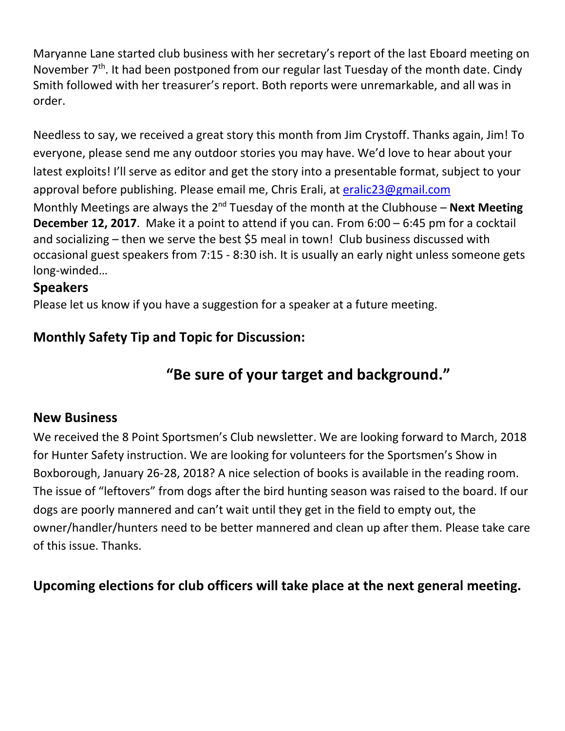Maryanne Lane started club business with her secretary's report of the last Eboard meeting on November 7th. It had been postponed from our regular last Tuesday of the month date. Cindy Smith followed with her treasurer's report. Both reports were unremarkable, and all was in order.

Needless to say, we received a great story this month from Jim Crystoff. Thanks again, Jim! To everyone, please send me any outdoor stories you may have. We'd love to hear about your latest exploits! I'll serve as editor and get the story into a presentable format, subject to your approval before publishing. Please email me, Chris Erali, at eralic23@gmail.com

Monthly Meetings are always the 2nd Tuesday of the month at the Clubhouse – **Next Meeting December 12, 2017**. Make it a point to attend if you can. From 6:00 – 6:45 pm for a cocktail and socializing – then we serve the best $5 meal in town! Club business discussed with occasional guest speakers from 7:15 - 8:30 ish. It is usually an early night unless someone gets long-winded…

## Speakers

Please let us know if you have a suggestion for a speaker at a future meeting.

## Monthly Safety Tip and Topic for Discussion:

**"Be sure of your target and background."**

## New Business

We received the 8 Point Sportsmen's Club newsletter. We are looking forward to March, 2018 for Hunter Safety instruction. We are looking for volunteers for the Sportsmen's Show in Boxborough, January 26-28, 2018? A nice selection of books is available in the reading room. The issue of "leftovers" from dogs after the bird hunting season was raised to the board. If our dogs are poorly mannered and can't wait until they get in the field to empty out, the owner/handler/hunters need to be better mannered and clean up after them. Please take care of this issue. Thanks.

**Upcoming elections for club officers will take place at the next general meeting.**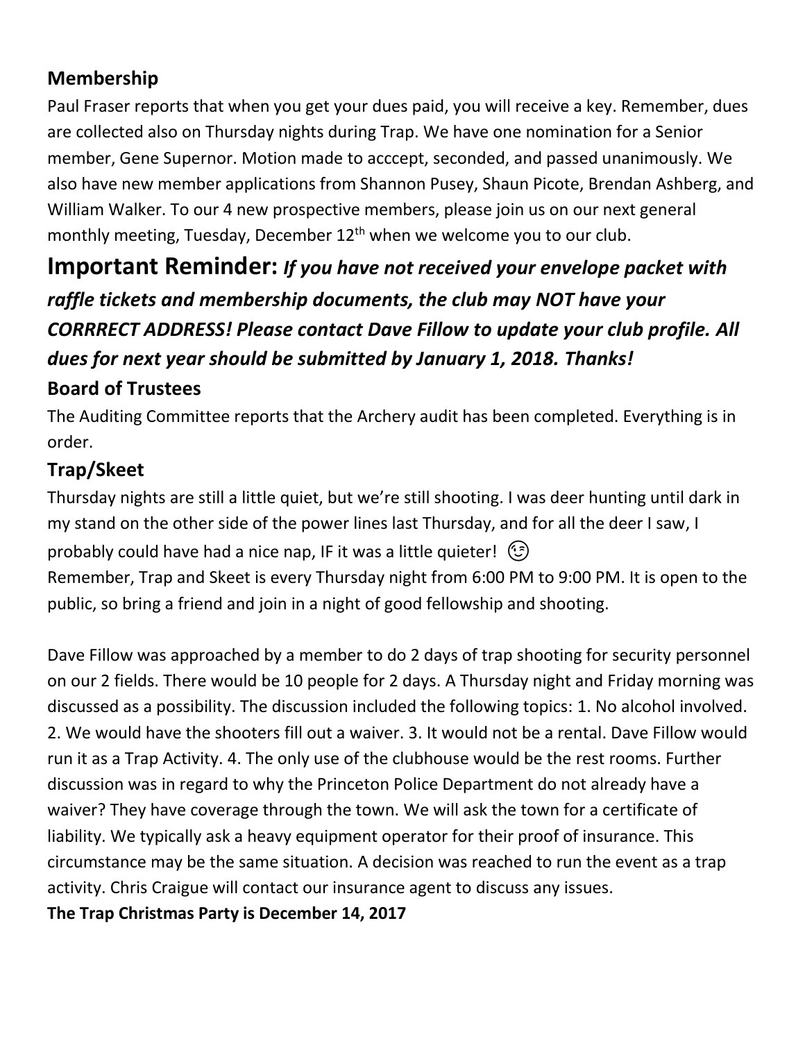## Membership

Paul Fraser reports that when you get your dues paid, you will receive a key. Remember, dues are collected also on Thursday nights during Trap. We have one nomination for a Senior member, Gene Supernor. Motion made to acccept, seconded, and passed unanimously. We also have new member applications from Shannon Pusey, Shaun Picote, Brendan Ashberg, and William Walker. To our 4 new prospective members, please join us on our next general monthly meeting, Tuesday, December 12th when we welcome you to our club.

# Important Reminder: ***If you have not received your envelope packet with raffle tickets and membership documents, the club may NOT have your CORRRECT ADDRESS! Please contact Dave Fillow to update your club profile. All dues for next year should be submitted by January 1, 2018. Thanks!***

## Board of Trustees

The Auditing Committee reports that the Archery audit has been completed. Everything is in order.

## Trap/Skeet

Thursday nights are still a little quiet, but we're still shooting. I was deer hunting until dark in my stand on the other side of the power lines last Thursday, and for all the deer I saw, I probably could have had a nice nap, IF it was a little quieter! 😉

Remember, Trap and Skeet is every Thursday night from 6:00 PM to 9:00 PM. It is open to the public, so bring a friend and join in a night of good fellowship and shooting.

Dave Fillow was approached by a member to do 2 days of trap shooting for security personnel on our 2 fields. There would be 10 people for 2 days. A Thursday night and Friday morning was discussed as a possibility. The discussion included the following topics: 1. No alcohol involved. 2. We would have the shooters fill out a waiver. 3. It would not be a rental. Dave Fillow would run it as a Trap Activity. 4. The only use of the clubhouse would be the rest rooms. Further discussion was in regard to why the Princeton Police Department do not already have a waiver? They have coverage through the town. We will ask the town for a certificate of liability. We typically ask a heavy equipment operator for their proof of insurance. This circumstance may be the same situation. A decision was reached to run the event as a trap activity. Chris Craigue will contact our insurance agent to discuss any issues.

**The Trap Christmas Party is December 14, 2017**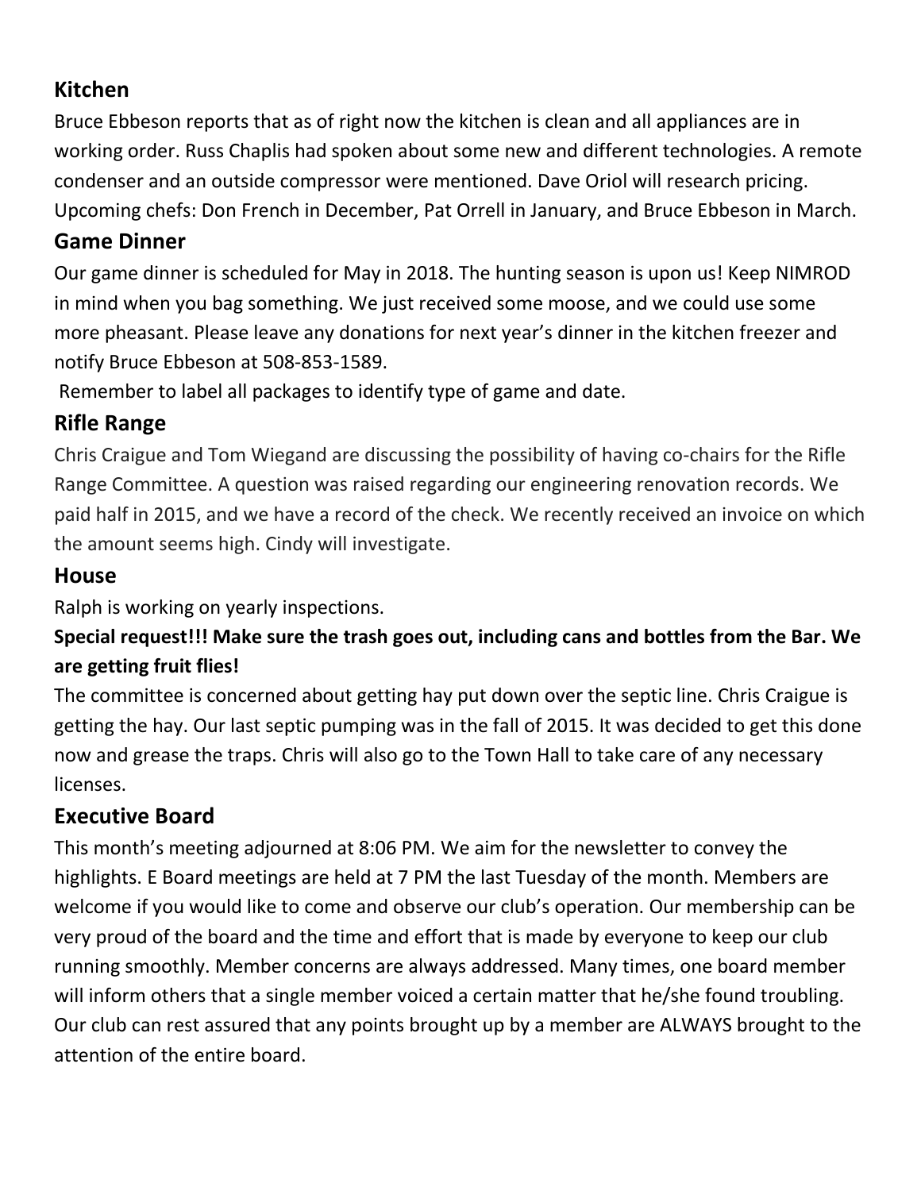## Kitchen

Bruce Ebbeson reports that as of right now the kitchen is clean and all appliances are in working order. Russ Chaplis had spoken about some new and different technologies. A remote condenser and an outside compressor were mentioned. Dave Oriol will research pricing. Upcoming chefs: Don French in December, Pat Orrell in January, and Bruce Ebbeson in March.

## Game Dinner

Our game dinner is scheduled for May in 2018. The hunting season is upon us! Keep NIMROD in mind when you bag something. We just received some moose, and we could use some more pheasant. Please leave any donations for next year's dinner in the kitchen freezer and notify Bruce Ebbeson at 508-853-1589.

Remember to label all packages to identify type of game and date.

## Rifle Range

Chris Craigue and Tom Wiegand are discussing the possibility of having co-chairs for the Rifle Range Committee. A question was raised regarding our engineering renovation records. We paid half in 2015, and we have a record of the check. We recently received an invoice on which the amount seems high. Cindy will investigate.

## House

Ralph is working on yearly inspections.

**Special request!!! Make sure the trash goes out, including cans and bottles from the Bar. We are getting fruit flies!**

The committee is concerned about getting hay put down over the septic line. Chris Craigue is getting the hay. Our last septic pumping was in the fall of 2015. It was decided to get this done now and grease the traps. Chris will also go to the Town Hall to take care of any necessary licenses.

## Executive Board

This month's meeting adjourned at 8:06 PM. We aim for the newsletter to convey the highlights. E Board meetings are held at 7 PM the last Tuesday of the month. Members are welcome if you would like to come and observe our club's operation. Our membership can be very proud of the board and the time and effort that is made by everyone to keep our club running smoothly. Member concerns are always addressed. Many times, one board member will inform others that a single member voiced a certain matter that he/she found troubling. Our club can rest assured that any points brought up by a member are ALWAYS brought to the attention of the entire board.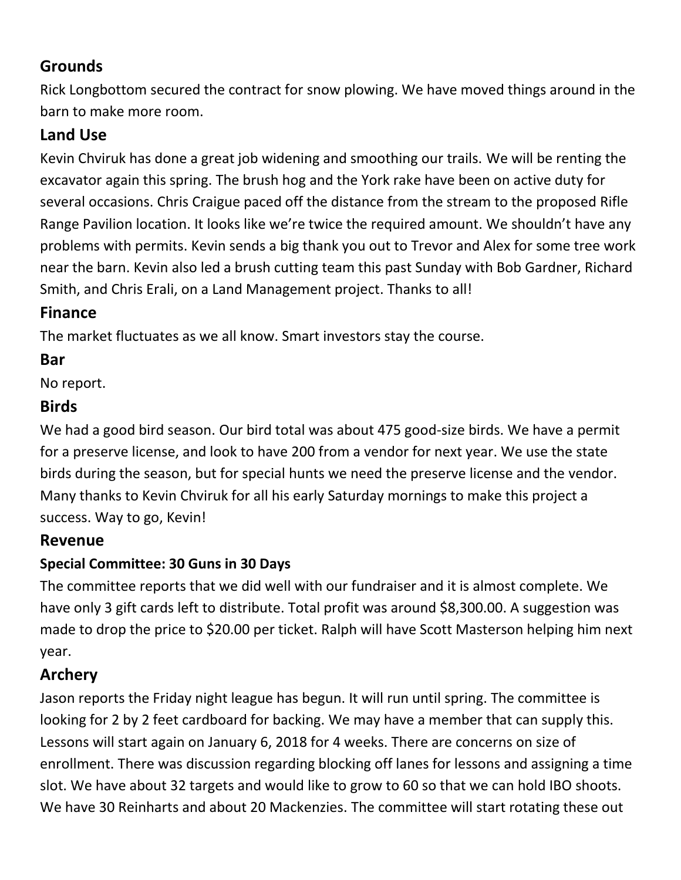## Grounds

Rick Longbottom secured the contract for snow plowing. We have moved things around in the barn to make more room.

## Land Use

Kevin Chviruk has done a great job widening and smoothing our trails. We will be renting the excavator again this spring. The brush hog and the York rake have been on active duty for several occasions. Chris Craigue paced off the distance from the stream to the proposed Rifle Range Pavilion location. It looks like we're twice the required amount. We shouldn't have any problems with permits. Kevin sends a big thank you out to Trevor and Alex for some tree work near the barn. Kevin also led a brush cutting team this past Sunday with Bob Gardner, Richard Smith, and Chris Erali, on a Land Management project. Thanks to all!

## Finance

The market fluctuates as we all know. Smart investors stay the course.

## Bar

No report.

## Birds

We had a good bird season. Our bird total was about 475 good-size birds. We have a permit for a preserve license, and look to have 200 from a vendor for next year. We use the state birds during the season, but for special hunts we need the preserve license and the vendor. Many thanks to Kevin Chviruk for all his early Saturday mornings to make this project a success. Way to go, Kevin!

## Revenue

### Special Committee: 30 Guns in 30 Days

The committee reports that we did well with our fundraiser and it is almost complete. We have only 3 gift cards left to distribute. Total profit was around $8,300.00. A suggestion was made to drop the price to $20.00 per ticket. Ralph will have Scott Masterson helping him next year.

## Archery

Jason reports the Friday night league has begun. It will run until spring. The committee is looking for 2 by 2 feet cardboard for backing. We may have a member that can supply this. Lessons will start again on January 6, 2018 for 4 weeks. There are concerns on size of enrollment. There was discussion regarding blocking off lanes for lessons and assigning a time slot. We have about 32 targets and would like to grow to 60 so that we can hold IBO shoots. We have 30 Reinharts and about 20 Mackenzies. The committee will start rotating these out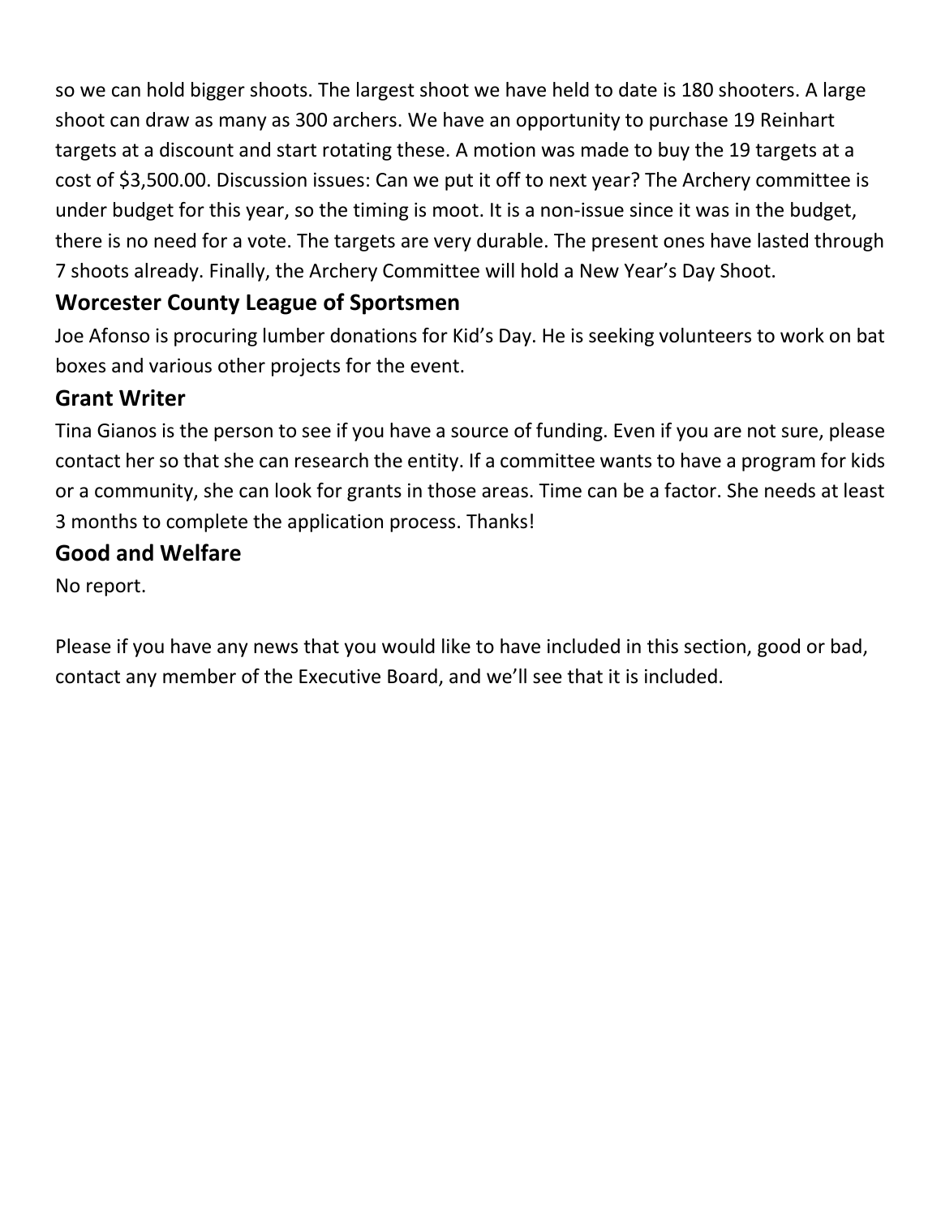so we can hold bigger shoots. The largest shoot we have held to date is 180 shooters. A large shoot can draw as many as 300 archers. We have an opportunity to purchase 19 Reinhart targets at a discount and start rotating these. A motion was made to buy the 19 targets at a cost of $3,500.00. Discussion issues: Can we put it off to next year? The Archery committee is under budget for this year, so the timing is moot. It is a non-issue since it was in the budget, there is no need for a vote. The targets are very durable. The present ones have lasted through 7 shoots already. Finally, the Archery Committee will hold a New Year's Day Shoot.

## Worcester County League of Sportsmen

Joe Afonso is procuring lumber donations for Kid's Day. He is seeking volunteers to work on bat boxes and various other projects for the event.

## Grant Writer

Tina Gianos is the person to see if you have a source of funding. Even if you are not sure, please contact her so that she can research the entity. If a committee wants to have a program for kids or a community, she can look for grants in those areas. Time can be a factor. She needs at least 3 months to complete the application process. Thanks!

## Good and Welfare

No report.

Please if you have any news that you would like to have included in this section, good or bad, contact any member of the Executive Board, and we'll see that it is included.